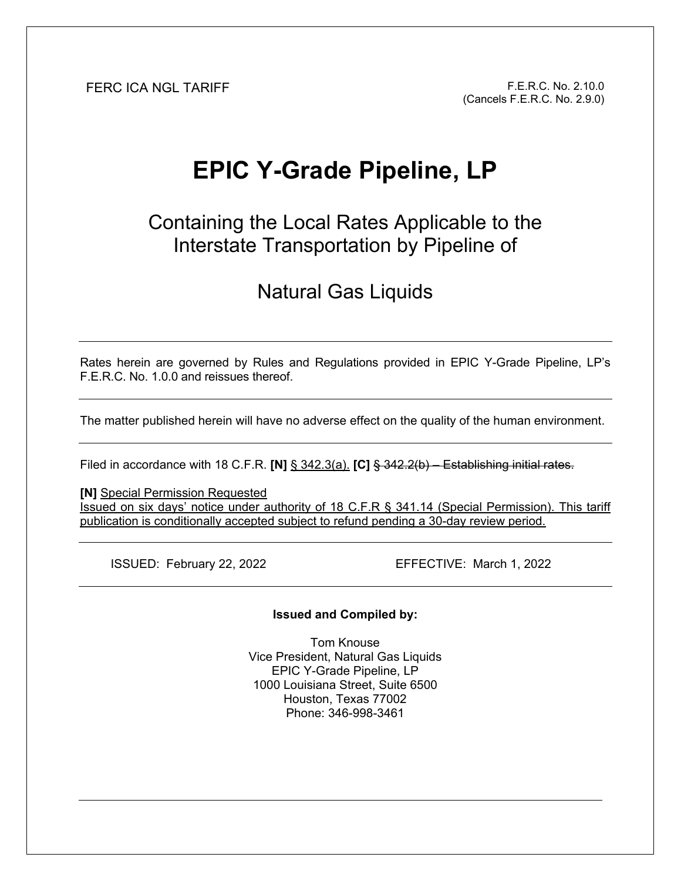FERC ICA NGL TARIFF

F.E.R.C. No. 2.10.0
(Cancels F.E.R.C. No. 2.9.0)

# EPIC Y-Grade Pipeline, LP

## Containing the Local Rates Applicable to the Interstate Transportation by Pipeline of

## Natural Gas Liquids

---

Rates herein are governed by Rules and Regulations provided in EPIC Y-Grade Pipeline, LP's F.E.R.C. No. 1.0.0 and reissues thereof.

---

The matter published herein will have no adverse effect on the quality of the human environment.

---

Filed in accordance with 18 C.F.R. **[N]** <u>§ 342.3(a).</u> **[C]** ~~§ 342.2(b) – Establishing initial rates.~~

**[N]** <u>Special Permission Requested</u>
<u>Issued on six days' notice under authority of 18 C.F.R § 341.14 (Special Permission). This tariff publication is conditionally accepted subject to refund pending a 30-day review period.</u>

---

ISSUED: February 22, 2022 EFFECTIVE: March 1, 2022

---

**Issued and Compiled by:**

Tom Knouse
Vice President, Natural Gas Liquids
EPIC Y-Grade Pipeline, LP
1000 Louisiana Street, Suite 6500
Houston, Texas 77002
Phone: 346-998-3461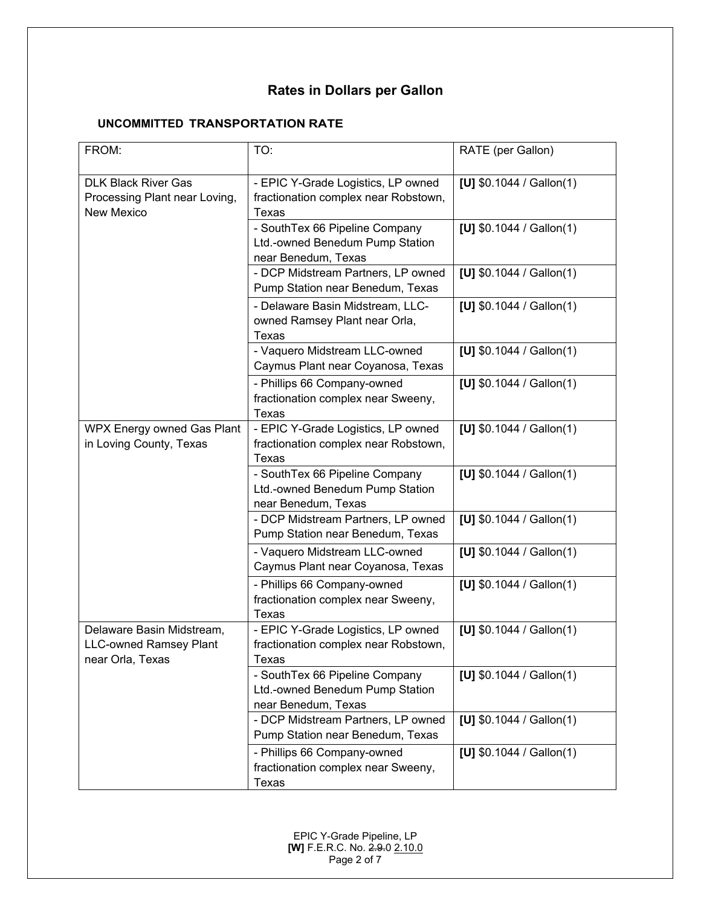## Rates in Dollars per Gallon

### UNCOMMITTED TRANSPORTATION RATE

| FROM: | TO: | RATE (per Gallon) |
|---|---|---|
| DLK Black River Gas Processing Plant near Loving, New Mexico | - EPIC Y-Grade Logistics, LP owned fractionation complex near Robstown, Texas | **[U]** $0.1044 / Gallon(1) |
| | - SouthTex 66 Pipeline Company Ltd.-owned Benedum Pump Station near Benedum, Texas | **[U]** $0.1044 / Gallon(1) |
| | - DCP Midstream Partners, LP owned Pump Station near Benedum, Texas | **[U]** $0.1044 / Gallon(1) |
| | - Delaware Basin Midstream, LLC-owned Ramsey Plant near Orla, Texas | **[U]** $0.1044 / Gallon(1) |
| | - Vaquero Midstream LLC-owned Caymus Plant near Coyanosa, Texas | **[U]** $0.1044 / Gallon(1) |
| | - Phillips 66 Company-owned fractionation complex near Sweeny, Texas | **[U]** $0.1044 / Gallon(1) |
| WPX Energy owned Gas Plant in Loving County, Texas | - EPIC Y-Grade Logistics, LP owned fractionation complex near Robstown, Texas | **[U]** $0.1044 / Gallon(1) |
| | - SouthTex 66 Pipeline Company Ltd.-owned Benedum Pump Station near Benedum, Texas | **[U]** $0.1044 / Gallon(1) |
| | - DCP Midstream Partners, LP owned Pump Station near Benedum, Texas | **[U]** $0.1044 / Gallon(1) |
| | - Vaquero Midstream LLC-owned Caymus Plant near Coyanosa, Texas | **[U]** $0.1044 / Gallon(1) |
| | - Phillips 66 Company-owned fractionation complex near Sweeny, Texas | **[U]** $0.1044 / Gallon(1) |
| Delaware Basin Midstream, LLC-owned Ramsey Plant near Orla, Texas | - EPIC Y-Grade Logistics, LP owned fractionation complex near Robstown, Texas | **[U]** $0.1044 / Gallon(1) |
| | - SouthTex 66 Pipeline Company Ltd.-owned Benedum Pump Station near Benedum, Texas | **[U]** $0.1044 / Gallon(1) |
| | - DCP Midstream Partners, LP owned Pump Station near Benedum, Texas | **[U]** $0.1044 / Gallon(1) |
| | - Phillips 66 Company-owned fractionation complex near Sweeny, Texas | **[U]** $0.1044 / Gallon(1) |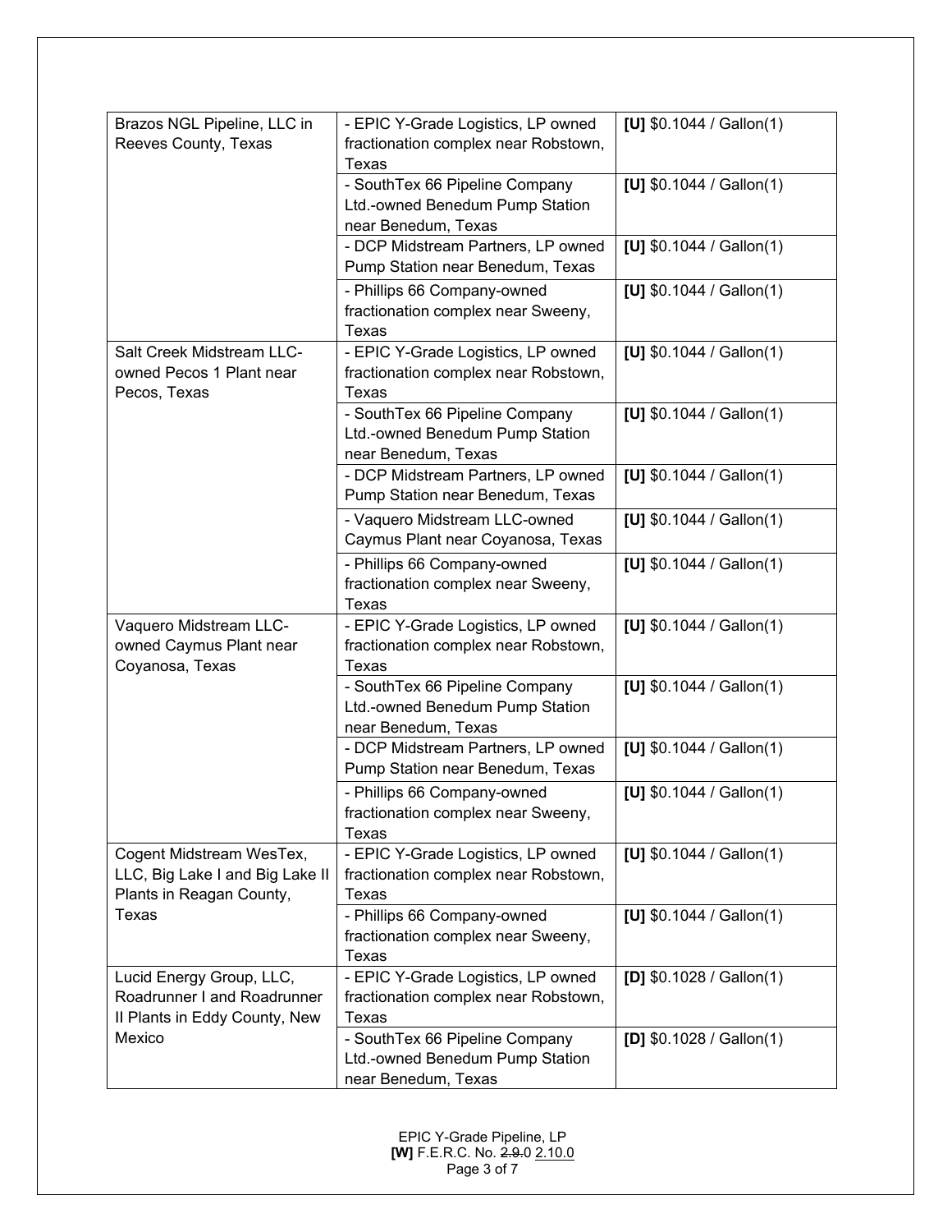| | | |
|---|---|---|
| Brazos NGL Pipeline, LLC in Reeves County, Texas | - EPIC Y-Grade Logistics, LP owned fractionation complex near Robstown, Texas | **[U]** $0.1044 / Gallon(1) |
| | - SouthTex 66 Pipeline Company Ltd.-owned Benedum Pump Station near Benedum, Texas | **[U]** $0.1044 / Gallon(1) |
| | - DCP Midstream Partners, LP owned Pump Station near Benedum, Texas | **[U]** $0.1044 / Gallon(1) |
| | - Phillips 66 Company-owned fractionation complex near Sweeny, Texas | **[U]** $0.1044 / Gallon(1) |
| Salt Creek Midstream LLC-owned Pecos 1 Plant near Pecos, Texas | - EPIC Y-Grade Logistics, LP owned fractionation complex near Robstown, Texas | **[U]** $0.1044 / Gallon(1) |
| | - SouthTex 66 Pipeline Company Ltd.-owned Benedum Pump Station near Benedum, Texas | **[U]** $0.1044 / Gallon(1) |
| | - DCP Midstream Partners, LP owned Pump Station near Benedum, Texas | **[U]** $0.1044 / Gallon(1) |
| | - Vaquero Midstream LLC-owned Caymus Plant near Coyanosa, Texas | **[U]** $0.1044 / Gallon(1) |
| | - Phillips 66 Company-owned fractionation complex near Sweeny, Texas | **[U]** $0.1044 / Gallon(1) |
| Vaquero Midstream LLC-owned Caymus Plant near Coyanosa, Texas | - EPIC Y-Grade Logistics, LP owned fractionation complex near Robstown, Texas | **[U]** $0.1044 / Gallon(1) |
| | - SouthTex 66 Pipeline Company Ltd.-owned Benedum Pump Station near Benedum, Texas | **[U]** $0.1044 / Gallon(1) |
| | - DCP Midstream Partners, LP owned Pump Station near Benedum, Texas | **[U]** $0.1044 / Gallon(1) |
| | - Phillips 66 Company-owned fractionation complex near Sweeny, Texas | **[U]** $0.1044 / Gallon(1) |
| Cogent Midstream WesTex, LLC, Big Lake I and Big Lake II Plants in Reagan County, Texas | - EPIC Y-Grade Logistics, LP owned fractionation complex near Robstown, Texas | **[U]** $0.1044 / Gallon(1) |
| | - Phillips 66 Company-owned fractionation complex near Sweeny, Texas | **[U]** $0.1044 / Gallon(1) |
| Lucid Energy Group, LLC, Roadrunner I and Roadrunner II Plants in Eddy County, New Mexico | - EPIC Y-Grade Logistics, LP owned fractionation complex near Robstown, Texas | **[D]** $0.1028 / Gallon(1) |
| | - SouthTex 66 Pipeline Company Ltd.-owned Benedum Pump Station near Benedum, Texas | **[D]** $0.1028 / Gallon(1) |

EPIC Y-Grade Pipeline, LP
**[W]** F.E.R.C. No. ~~2.9.0~~ 2.10.0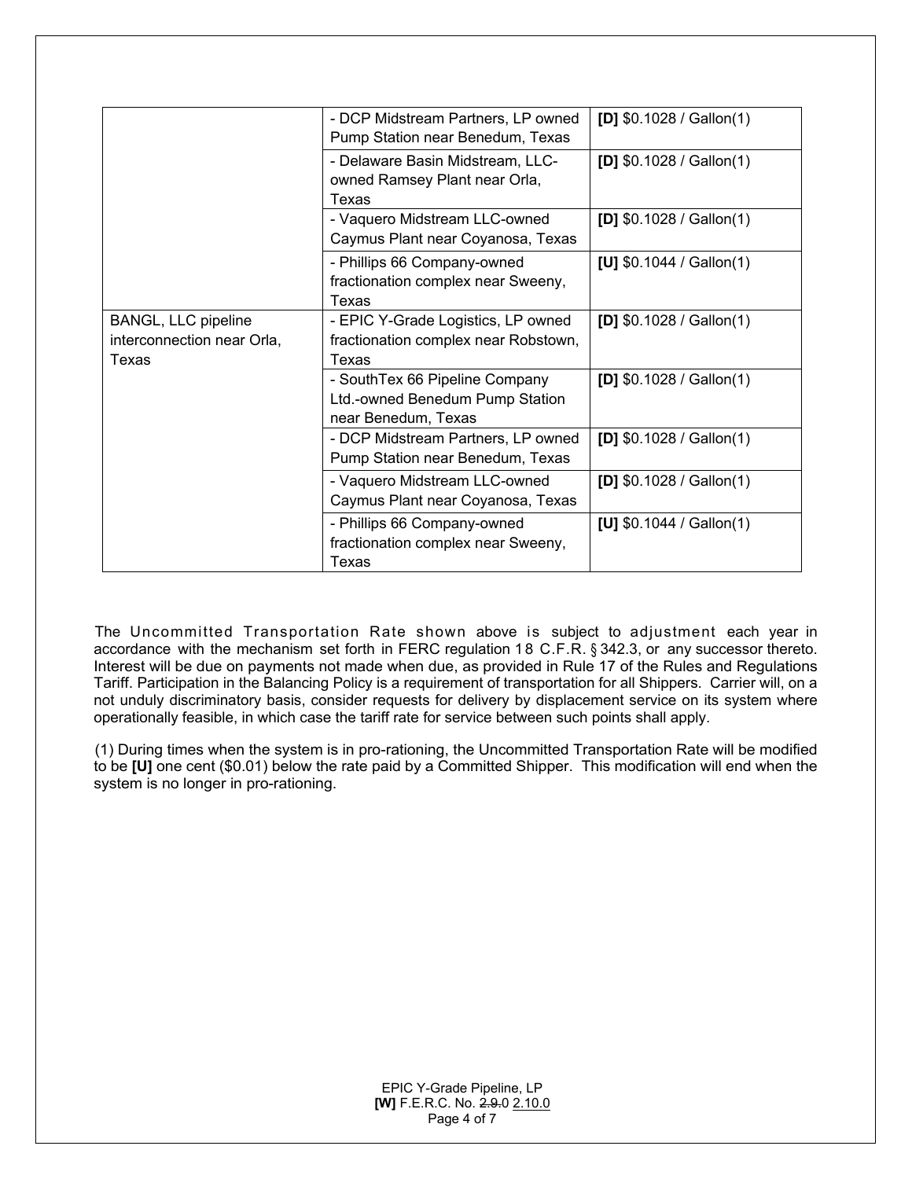| | | |
|---|---|---|
| | - DCP Midstream Partners, LP owned Pump Station near Benedum, Texas | **[D]** $0.1028 / Gallon(1) |
| | - Delaware Basin Midstream, LLC-owned Ramsey Plant near Orla, Texas | **[D]** $0.1028 / Gallon(1) |
| | - Vaquero Midstream LLC-owned Caymus Plant near Coyanosa, Texas | **[D]** $0.1028 / Gallon(1) |
| | - Phillips 66 Company-owned fractionation complex near Sweeny, Texas | **[U]** $0.1044 / Gallon(1) |
| BANGL, LLC pipeline interconnection near Orla, Texas | - EPIC Y-Grade Logistics, LP owned fractionation complex near Robstown, Texas | **[D]** $0.1028 / Gallon(1) |
| | - SouthTex 66 Pipeline Company Ltd.-owned Benedum Pump Station near Benedum, Texas | **[D]** $0.1028 / Gallon(1) |
| | - DCP Midstream Partners, LP owned Pump Station near Benedum, Texas | **[D]** $0.1028 / Gallon(1) |
| | - Vaquero Midstream LLC-owned Caymus Plant near Coyanosa, Texas | **[D]** $0.1028 / Gallon(1) |
| | - Phillips 66 Company-owned fractionation complex near Sweeny, Texas | **[U]** $0.1044 / Gallon(1) |

The Uncommitted Transportation Rate shown above is subject to adjustment each year in accordance with the mechanism set forth in FERC regulation 18 C.F.R. § 342.3, or any successor thereto. Interest will be due on payments not made when due, as provided in Rule 17 of the Rules and Regulations Tariff. Participation in the Balancing Policy is a requirement of transportation for all Shippers. Carrier will, on a not unduly discriminatory basis, consider requests for delivery by displacement service on its system where operationally feasible, in which case the tariff rate for service between such points shall apply.

(1) During times when the system is in pro-rationing, the Uncommitted Transportation Rate will be modified to be **[U]** one cent ($0.01) below the rate paid by a Committed Shipper. This modification will end when the system is no longer in pro-rationing.

EPIC Y-Grade Pipeline, LP
**[W]** F.E.R.C. No. ~~2.9.0~~ 2.10.0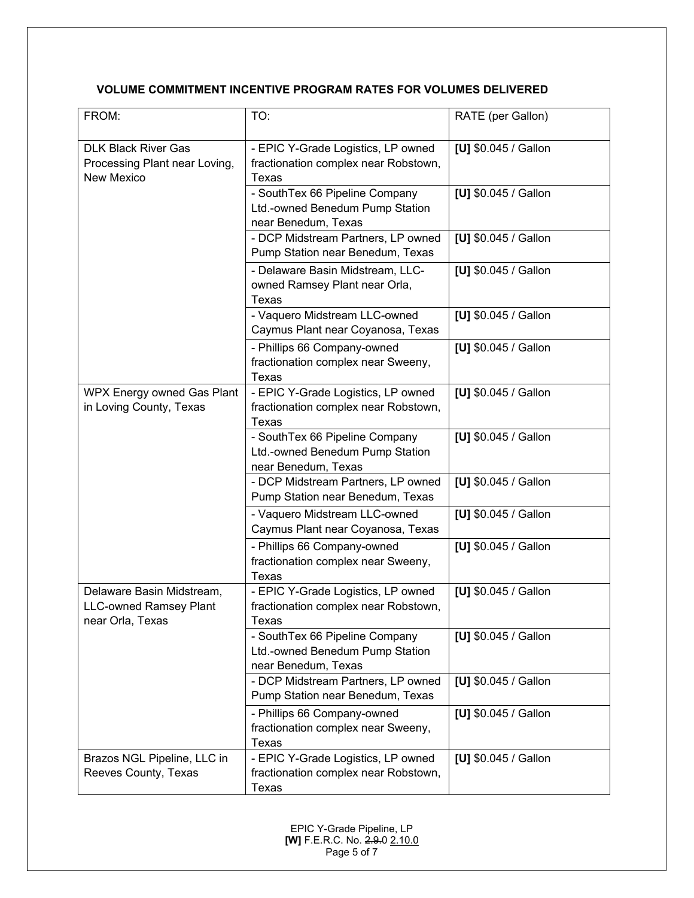**VOLUME COMMITMENT INCENTIVE PROGRAM RATES FOR VOLUMES DELIVERED**

| FROM: | TO: | RATE (per Gallon) |
|---|---|---|
| DLK Black River Gas Processing Plant near Loving, New Mexico | - EPIC Y-Grade Logistics, LP owned fractionation complex near Robstown, Texas | **[U]** $0.045 / Gallon |
| | - SouthTex 66 Pipeline Company Ltd.-owned Benedum Pump Station near Benedum, Texas | **[U]** $0.045 / Gallon |
| | - DCP Midstream Partners, LP owned Pump Station near Benedum, Texas | **[U]** $0.045 / Gallon |
| | - Delaware Basin Midstream, LLC-owned Ramsey Plant near Orla, Texas | **[U]** $0.045 / Gallon |
| | - Vaquero Midstream LLC-owned Caymus Plant near Coyanosa, Texas | **[U]** $0.045 / Gallon |
| | - Phillips 66 Company-owned fractionation complex near Sweeny, Texas | **[U]** $0.045 / Gallon |
| WPX Energy owned Gas Plant in Loving County, Texas | - EPIC Y-Grade Logistics, LP owned fractionation complex near Robstown, Texas | **[U]** $0.045 / Gallon |
| | - SouthTex 66 Pipeline Company Ltd.-owned Benedum Pump Station near Benedum, Texas | **[U]** $0.045 / Gallon |
| | - DCP Midstream Partners, LP owned Pump Station near Benedum, Texas | **[U]** $0.045 / Gallon |
| | - Vaquero Midstream LLC-owned Caymus Plant near Coyanosa, Texas | **[U]** $0.045 / Gallon |
| | - Phillips 66 Company-owned fractionation complex near Sweeny, Texas | **[U]** $0.045 / Gallon |
| Delaware Basin Midstream, LLC-owned Ramsey Plant near Orla, Texas | - EPIC Y-Grade Logistics, LP owned fractionation complex near Robstown, Texas | **[U]** $0.045 / Gallon |
| | - SouthTex 66 Pipeline Company Ltd.-owned Benedum Pump Station near Benedum, Texas | **[U]** $0.045 / Gallon |
| | - DCP Midstream Partners, LP owned Pump Station near Benedum, Texas | **[U]** $0.045 / Gallon |
| | - Phillips 66 Company-owned fractionation complex near Sweeny, Texas | **[U]** $0.045 / Gallon |
| Brazos NGL Pipeline, LLC in Reeves County, Texas | - EPIC Y-Grade Logistics, LP owned fractionation complex near Robstown, Texas | **[U]** $0.045 / Gallon |

EPIC Y-Grade Pipeline, LP
**[W]** F.E.R.C. No. ~~2.9.0~~ 2.10.0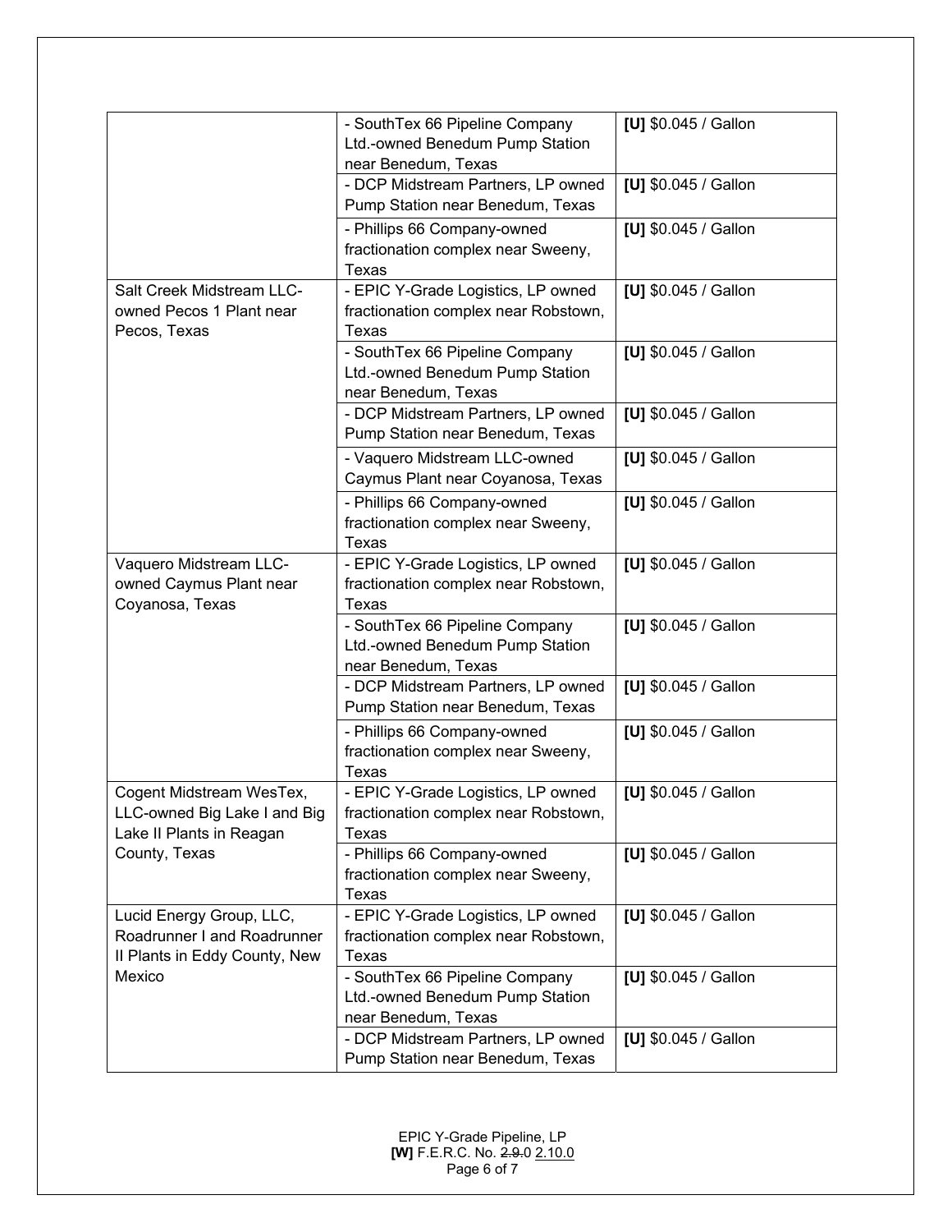| | | |
|---|---|---|
| | - SouthTex 66 Pipeline Company Ltd.-owned Benedum Pump Station near Benedum, Texas | **[U]** $0.045 / Gallon |
| | - DCP Midstream Partners, LP owned Pump Station near Benedum, Texas | **[U]** $0.045 / Gallon |
| | - Phillips 66 Company-owned fractionation complex near Sweeny, Texas | **[U]** $0.045 / Gallon |
| Salt Creek Midstream LLC-owned Pecos 1 Plant near Pecos, Texas | - EPIC Y-Grade Logistics, LP owned fractionation complex near Robstown, Texas | **[U]** $0.045 / Gallon |
| | - SouthTex 66 Pipeline Company Ltd.-owned Benedum Pump Station near Benedum, Texas | **[U]** $0.045 / Gallon |
| | - DCP Midstream Partners, LP owned Pump Station near Benedum, Texas | **[U]** $0.045 / Gallon |
| | - Vaquero Midstream LLC-owned Caymus Plant near Coyanosa, Texas | **[U]** $0.045 / Gallon |
| | - Phillips 66 Company-owned fractionation complex near Sweeny, Texas | **[U]** $0.045 / Gallon |
| Vaquero Midstream LLC-owned Caymus Plant near Coyanosa, Texas | - EPIC Y-Grade Logistics, LP owned fractionation complex near Robstown, Texas | **[U]** $0.045 / Gallon |
| | - SouthTex 66 Pipeline Company Ltd.-owned Benedum Pump Station near Benedum, Texas | **[U]** $0.045 / Gallon |
| | - DCP Midstream Partners, LP owned Pump Station near Benedum, Texas | **[U]** $0.045 / Gallon |
| | - Phillips 66 Company-owned fractionation complex near Sweeny, Texas | **[U]** $0.045 / Gallon |
| Cogent Midstream WesTex, LLC-owned Big Lake I and Big Lake II Plants in Reagan County, Texas | - EPIC Y-Grade Logistics, LP owned fractionation complex near Robstown, Texas | **[U]** $0.045 / Gallon |
| | - Phillips 66 Company-owned fractionation complex near Sweeny, Texas | **[U]** $0.045 / Gallon |
| Lucid Energy Group, LLC, Roadrunner I and Roadrunner II Plants in Eddy County, New Mexico | - EPIC Y-Grade Logistics, LP owned fractionation complex near Robstown, Texas | **[U]** $0.045 / Gallon |
| | - SouthTex 66 Pipeline Company Ltd.-owned Benedum Pump Station near Benedum, Texas | **[U]** $0.045 / Gallon |
| | - DCP Midstream Partners, LP owned Pump Station near Benedum, Texas | **[U]** $0.045 / Gallon |

EPIC Y-Grade Pipeline, LP
**[W]** F.E.R.C. No. ~~2.9.0~~ 2.10.0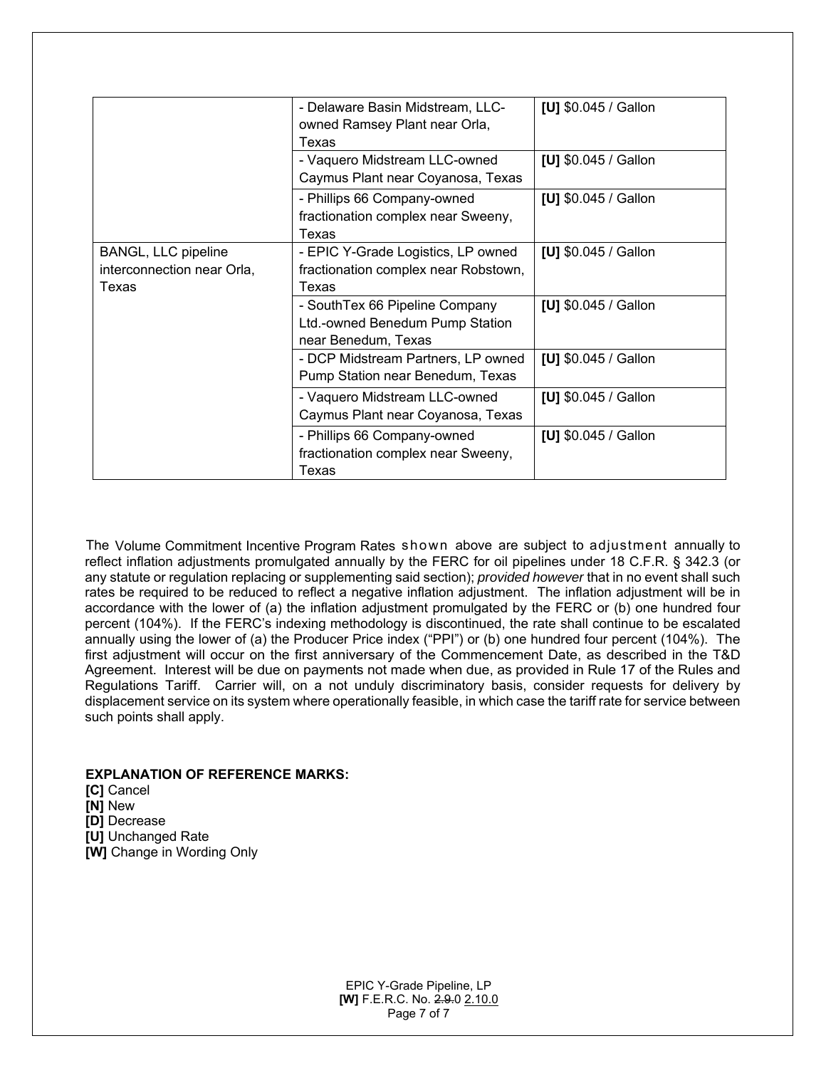| | | |
|---|---|---|
| | - Delaware Basin Midstream, LLC-owned Ramsey Plant near Orla, Texas | **[U]** $0.045 / Gallon |
| | - Vaquero Midstream LLC-owned Caymus Plant near Coyanosa, Texas | **[U]** $0.045 / Gallon |
| | - Phillips 66 Company-owned fractionation complex near Sweeny, Texas | **[U]** $0.045 / Gallon |
| BANGL, LLC pipeline interconnection near Orla, Texas | - EPIC Y-Grade Logistics, LP owned fractionation complex near Robstown, Texas | **[U]** $0.045 / Gallon |
| | - SouthTex 66 Pipeline Company Ltd.-owned Benedum Pump Station near Benedum, Texas | **[U]** $0.045 / Gallon |
| | - DCP Midstream Partners, LP owned Pump Station near Benedum, Texas | **[U]** $0.045 / Gallon |
| | - Vaquero Midstream LLC-owned Caymus Plant near Coyanosa, Texas | **[U]** $0.045 / Gallon |
| | - Phillips 66 Company-owned fractionation complex near Sweeny, Texas | **[U]** $0.045 / Gallon |

The Volume Commitment Incentive Program Rates shown above are subject to adjustment annually to reflect inflation adjustments promulgated annually by the FERC for oil pipelines under 18 C.F.R. § 342.3 (or any statute or regulation replacing or supplementing said section); *provided however* that in no event shall such rates be required to be reduced to reflect a negative inflation adjustment. The inflation adjustment will be in accordance with the lower of (a) the inflation adjustment promulgated by the FERC or (b) one hundred four percent (104%). If the FERC's indexing methodology is discontinued, the rate shall continue to be escalated annually using the lower of (a) the Producer Price index ("PPI") or (b) one hundred four percent (104%). The first adjustment will occur on the first anniversary of the Commencement Date, as described in the T&D Agreement. Interest will be due on payments not made when due, as provided in Rule 17 of the Rules and Regulations Tariff. Carrier will, on a not unduly discriminatory basis, consider requests for delivery by displacement service on its system where operationally feasible, in which case the tariff rate for service between such points shall apply.

**EXPLANATION OF REFERENCE MARKS:**

**[C]** Cancel
**[N]** New
**[D]** Decrease
**[U]** Unchanged Rate
**[W]** Change in Wording Only

EPIC Y-Grade Pipeline, LP
**[W]** F.E.R.C. No. ~~2.9.0~~ 2.10.0